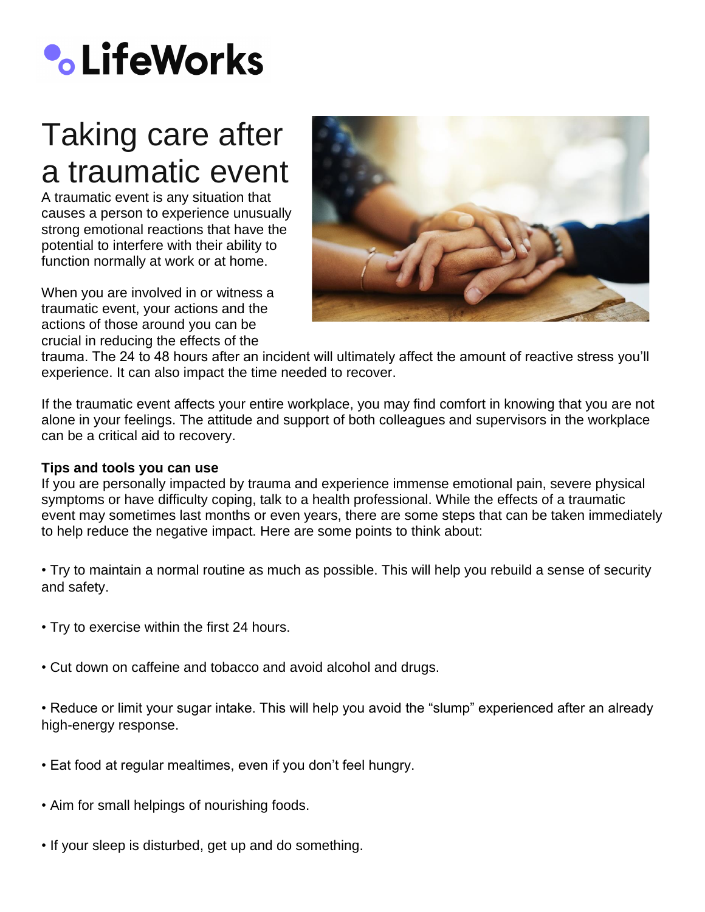# LifeWorks

# Taking care after a traumatic event

A traumatic event is any situation that causes a person to experience unusually strong emotional reactions that have the potential to interfere with their ability to function normally at work or at home.

When you are involved in or witness a traumatic event, your actions and the actions of those around you can be crucial in reducing the effects of the trauma. The 24 to 48 hours after an incident will ultimately affect the amount of reactive stress you'll experience. It can also impact the time needed to recover.

If the traumatic event affects your entire workplace, you may find comfort in knowing that you are not alone in your feelings. The attitude and support of both colleagues and supervisors in the workplace can be a critical aid to recovery.

**Tips and tools you can use**

If you are personally impacted by trauma and experience immense emotional pain, severe physical symptoms or have difficulty coping, talk to a health professional. While the effects of a traumatic event may sometimes last months or even years, there are some steps that can be taken immediately to help reduce the negative impact. Here are some points to think about:

- Try to maintain a normal routine as much as possible. This will help you rebuild a sense of security and safety.
- Try to exercise within the first 24 hours.
- Cut down on caffeine and tobacco and avoid alcohol and drugs.
- Reduce or limit your sugar intake. This will help you avoid the "slump" experienced after an already high-energy response.
- Eat food at regular mealtimes, even if you don't feel hungry.
- Aim for small helpings of nourishing foods.
- If your sleep is disturbed, get up and do something.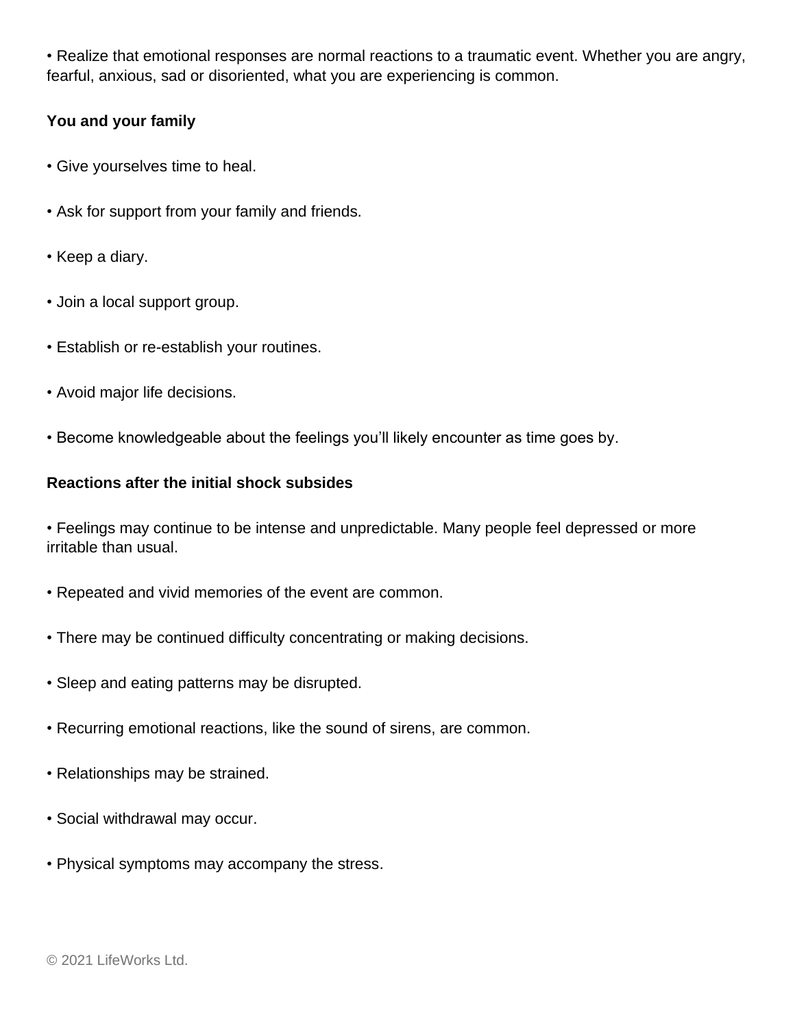- Realize that emotional responses are normal reactions to a traumatic event. Whether you are angry, fearful, anxious, sad or disoriented, what you are experiencing is common.

**You and your family**

- Give yourselves time to heal.
- Ask for support from your family and friends.
- Keep a diary.
- Join a local support group.
- Establish or re-establish your routines.
- Avoid major life decisions.
- Become knowledgeable about the feelings you'll likely encounter as time goes by.

**Reactions after the initial shock subsides**

- Feelings may continue to be intense and unpredictable. Many people feel depressed or more irritable than usual.
- Repeated and vivid memories of the event are common.
- There may be continued difficulty concentrating or making decisions.
- Sleep and eating patterns may be disrupted.
- Recurring emotional reactions, like the sound of sirens, are common.
- Relationships may be strained.
- Social withdrawal may occur.
- Physical symptoms may accompany the stress.

© 2021 LifeWorks Ltd.